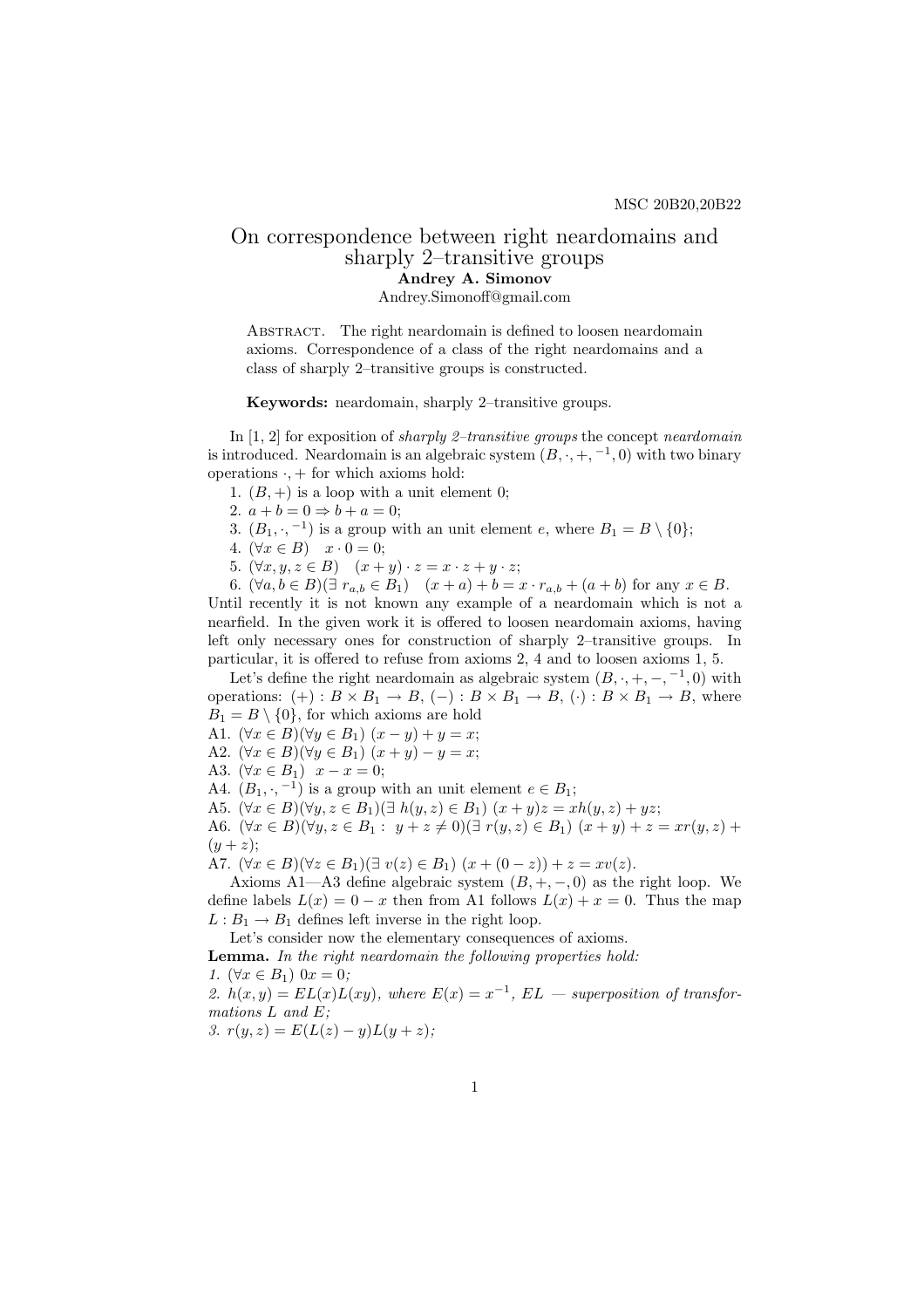MSC 20B20,20B22

# On correspondence between right neardomains and sharply 2–transitive groups

**Andrey A. Simonov**

Andrey.Simonoff@gmail.com

Abstract. The right neardomain is defined to loosen neardomain axioms. Correspondence of a class of the right neardomains and a class of sharply 2–transitive groups is constructed.

**Keywords:** neardomain, sharply 2–transitive groups.

In [1, 2] for exposition of *sharply 2–transitive groups* the concept *neardomain* is introduced. Neardomain is an algebraic system $(B, \cdot, +, ^{-1}, 0)$ with two binary operations $\cdot, +$ for which axioms hold:

1. $(B, +)$ is a loop with a unit element 0;
2. $a + b = 0 \Rightarrow b + a = 0$;
3. $(B_1, \cdot, ^{-1})$ is a group with an unit element $e$, where $B_1 = B \setminus \{0\}$;
4. $(\forall x \in B) \quad x \cdot 0 = 0$;
5. $(\forall x, y, z \in B) \quad (x + y) \cdot z = x \cdot z + y \cdot z$;
6. $(\forall a, b \in B)(\exists\ r_{a,b} \in B_1) \quad (x + a) + b = x \cdot r_{a,b} + (a + b)$ for any $x \in B$.

Until recently it is not known any example of a neardomain which is not a nearfield. In the given work it is offered to loosen neardomain axioms, having left only necessary ones for construction of sharply 2–transitive groups. In particular, it is offered to refuse from axioms 2, 4 and to loosen axioms 1, 5.

Let's define the right neardomain as algebraic system $(B, \cdot, +, -, ^{-1}, 0)$ with operations: $(+) : B \times B_1 \to B$, $(-) : B \times B_1 \to B$, $(\cdot) : B \times B_1 \to B$, where $B_1 = B \setminus \{0\}$, for which axioms are hold

A1. $(\forall x \in B)(\forall y \in B_1)\ (x - y) + y = x$;

A2. $(\forall x \in B)(\forall y \in B_1)\ (x + y) - y = x$;

A3. $(\forall x \in B_1) \ \ x - x = 0$;

A4. $(B_1, \cdot, ^{-1})$ is a group with an unit element $e \in B_1$;

A5. $(\forall x \in B)(\forall y, z \in B_1)(\exists\ h(y, z) \in B_1)\ (x + y)z = xh(y, z) + yz$;

A6. $(\forall x \in B)(\forall y, z \in B_1 : \ y + z \neq 0)(\exists\ r(y, z) \in B_1)\ (x + y) + z = xr(y, z) + (y + z)$;

A7. $(\forall x \in B)(\forall z \in B_1)(\exists\ v(z) \in B_1)\ (x + (0 - z)) + z = xv(z)$.

Axioms A1—A3 define algebraic system $(B, +, -, 0)$ as the right loop. We define labels $L(x) = 0 - x$ then from A1 follows $L(x) + x = 0$. Thus the map $L : B_1 \to B_1$ defines left inverse in the right loop.

Let's consider now the elementary consequences of axioms.

**Lemma.** *In the right neardomain the following properties hold:*

*1.* $(\forall x \in B_1)\ 0x = 0$*;*

*2.* $h(x, y) = EL(x)L(xy)$*, where* $E(x) = x^{-1}$*,* $EL$ *— superposition of transformations* $L$ *and* $E$*;*

*3.* $r(y, z) = E(L(z) - y)L(y + z)$*;*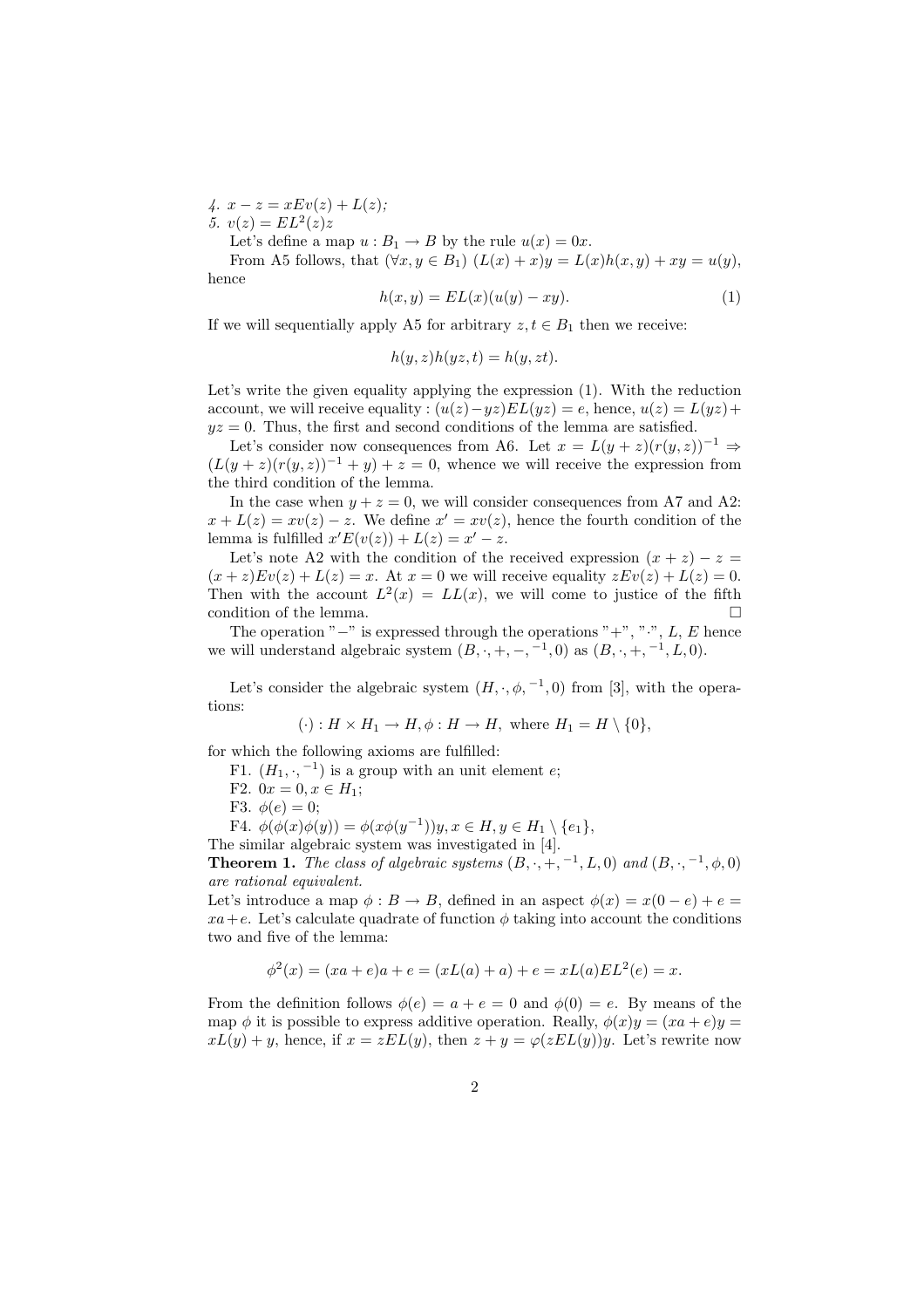*4.* $x - z = xEv(z) + L(z)$;

*5.* $v(z) = EL^2(z)z$

Let's define a map $u : B_1 \to B$ by the rule $u(x) = 0x$.

From A5 follows, that $(\forall x, y \in B_1)\ (L(x) + x)y = L(x)h(x, y) + xy = u(y)$, hence

$$h(x, y) = EL(x)(u(y) - xy). \tag{1}$$

If we will sequentially apply A5 for arbitrary $z, t \in B_1$ then we receive:

$$h(y, z)h(yz, t) = h(y, zt).$$

Let's write the given equality applying the expression (1). With the reduction account, we will receive equality : $(u(z) - yz)EL(yz) = e$, hence, $u(z) = L(yz) + yz = 0$. Thus, the first and second conditions of the lemma are satisfied.

Let's consider now consequences from A6. Let $x = L(y + z)(r(y, z))^{-1} \Rightarrow (L(y + z)(r(y, z))^{-1} + y) + z = 0$, whence we will receive the expression from the third condition of the lemma.

In the case when $y + z = 0$, we will consider consequences from A7 and A2: $x + L(z) = xv(z) - z$. We define $x' = xv(z)$, hence the fourth condition of the lemma is fulfilled $x'E(v(z)) + L(z) = x' - z$.

Let's note A2 with the condition of the received expression $(x + z) - z = (x + z)Ev(z) + L(z) = x$. At $x = 0$ we will receive equality $zEv(z) + L(z) = 0$. Then with the account $L^2(x) = LL(x)$, we will come to justice of the fifth condition of the lemma. $\square$

The operation "$-$" is expressed through the operations "$+$", "$\cdot$", $L$, $E$ hence we will understand algebraic system $(B, \cdot, +, -, ^{-1}, 0)$ as $(B, \cdot, +, ^{-1}, L, 0)$.

Let's consider the algebraic system $(H, \cdot, \phi, ^{-1}, 0)$ from [3], with the operations:

$$(\cdot) : H \times H_1 \to H, \phi : H \to H, \text{ where } H_1 = H \setminus \{0\},$$

for which the following axioms are fulfilled:

F1. $(H_1, \cdot, ^{-1})$ is a group with an unit element $e$;

F2. $0x = 0, x \in H_1$;

F3. $\phi(e) = 0$;

F4. $\phi(\phi(x)\phi(y)) = \phi(x\phi(y^{-1}))y, x \in H, y \in H_1 \setminus \{e_1\}$,

The similar algebraic system was investigated in [4].

**Theorem 1.** *The class of algebraic systems* $(B, \cdot, +, ^{-1}, L, 0)$ *and* $(B, \cdot, ^{-1}, \phi, 0)$ *are rational equivalent.*

Let's introduce a map $\phi : B \to B$, defined in an aspect $\phi(x) = x(0 - e) + e = xa + e$. Let's calculate quadrate of function $\phi$ taking into account the conditions two and five of the lemma:

$$\phi^2(x) = (xa + e)a + e = (xL(a) + a) + e = xL(a)EL^2(e) = x.$$

From the definition follows $\phi(e) = a + e = 0$ and $\phi(0) = e$. By means of the map $\phi$ it is possible to express additive operation. Really, $\phi(x)y = (xa + e)y = xL(y) + y$, hence, if $x = zEL(y)$, then $z + y = \varphi(zEL(y))y$. Let's rewrite now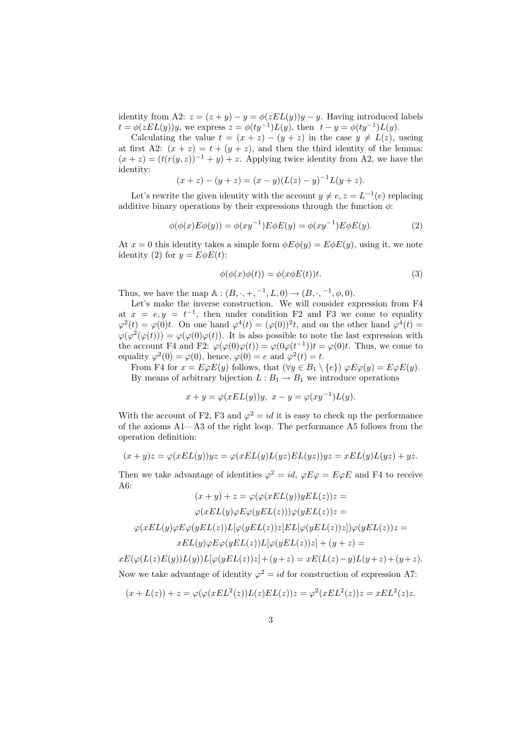identity from A2: $z = (z + y) - y = \phi(zEL(y))y - y$. Having introduced labels $t = \phi(zEL(y))y$, we express $z = \phi(ty^{-1})L(y)$, then $t - y = \phi(ty^{-1})L(y)$.

Calculating the value $t = (x + z) - (y + z)$ in the case $y \neq L(z)$, useing at first A2: $(x + z) = t + (y + z)$, and then the third identity of the lemma: $(x + z) = (t(r(y, z))^{-1} + y) + z$. Applying twice identity from A2, we have the identity:

$$(x + z) - (y + z) = (x - y)(L(z) - y)^{-1}L(y + z).$$

Let's rewrite the given identity with the account $y \neq e, z = L^{-1}(e)$ replacing additive binary operations by their expressions through the function $\phi$:

$$\phi(\phi(x)E\phi(y)) = \phi(xy^{-1})E\phi E(y) = \phi(xy^{-1})E\phi E(y). \tag{2}$$

At $x = 0$ this identity takes a simple form $\phi E\phi(y) = E\phi E(y)$, using it, we note identity (2) for $y = E\phi E(t)$:

$$\phi(\phi(x)\phi(t)) = \phi(x\phi E(t))t. \tag{3}$$

Thus, we have the map $\mathbb{A} : (B, \cdot, +, ^{-1}, L, 0) \to (B, \cdot, ^{-1}, \phi, 0)$.

Let's make the inverse construction. We will consider expression from F4 at $x = e, y = t^{-1}$, then under condition F2 and F3 we come to equality $\varphi^2(t) = \varphi(0)t$. On one hand $\varphi^4(t) = (\varphi(0))^2t$, and on the other hand $\varphi^4(t) = \varphi(\varphi^2(\varphi(t))) = \varphi(\varphi(0)\varphi(t))$. It is also possible to note the last expression with the account F4 and F2: $\varphi(\varphi(0)\varphi(t)) = \varphi(0\varphi(t^{-1}))t = \varphi(0)t$. Thus, we come to equality $\varphi^2(0) = \varphi(0)$, hence, $\varphi(0) = e$ and $\varphi^2(t) = t$.

From F4 for $x = E\varphi E(y)$ follows, that $(\forall y \in B_1 \setminus \{e\})\ \varphi E\varphi(y) = E\varphi E(y)$.

By means of arbitrary bijection $L : B_1 \to B_1$ we introduce operations

$$x + y = \varphi(xEL(y))y,\ x - y = \varphi(xy^{-1})L(y).$$

With the account of F2, F3 and $\varphi^2 = id$ it is easy to check up the performance of the axioms A1—A3 of the right loop. The performance A5 follows from the operation definition:

$$(x + y)z = \varphi(xEL(y))yz = \varphi(xEL(y)L(yz)EL(yz))yz = xEL(y)L(yz) + yz.$$

Then we take advantage of identities $\varphi^2 = id$, $\varphi E\varphi = E\varphi E$ and F4 to receive A6:

$$(x + y) + z = \varphi(\varphi(xEL(y))yEL(z))z =$$

$$\varphi(xEL(y)\varphi E\varphi(yEL(z)))\varphi(yEL(z))z =$$

$$\varphi(xEL(y)\varphi E\varphi(yEL(z))L[\varphi(yEL(z))z]EL[\varphi(yEL(z))z])\varphi(yEL(z))z =$$

$$xEL(y)\varphi E\varphi(yEL(z))L[\varphi(yEL(z))z] + (y + z) =$$

$$xE(\varphi(L(z)E(y))L(y))L[\varphi(yEL(z))z] + (y + z) = xE(L(z) - y)L(y + z) + (y + z).$$

Now we take advantage of identity $\varphi^2 = id$ for construction of expression A7:

$$(x + L(z)) + z = \varphi(\varphi(xEL^2(z))L(z)EL(z))z = \varphi^2(xEL^2(z))z = xEL^2(z)z.$$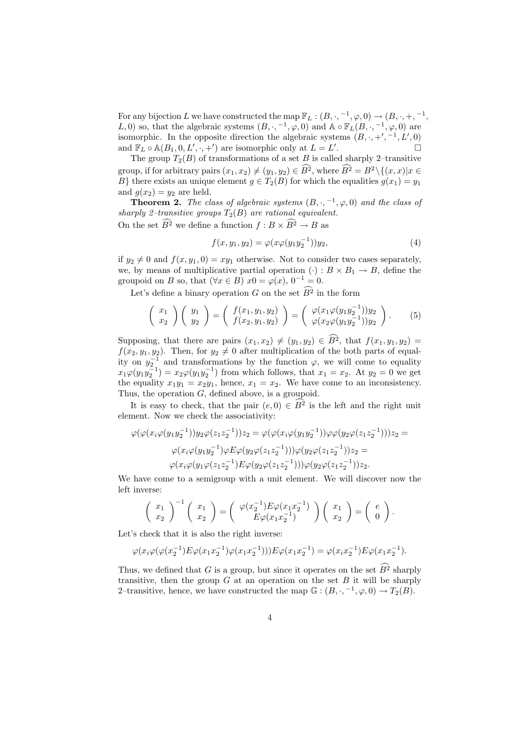For any bijection $L$ we have constructed the map $\mathbb{F}_L : (B, \cdot, ^{-1}, \varphi, 0) \to (B, \cdot, +, ^{-1}, L, 0)$ so, that the algebraic systems $(B, \cdot, ^{-1}, \varphi, 0)$ and $\mathbb{A} \circ \mathbb{F}_L(B, \cdot, ^{-1}, \varphi, 0)$ are isomorphic. In the opposite direction the algebraic systems $(B, \cdot, +', ^{-1}, L', 0)$ and $\mathbb{F}_L \circ \mathbb{A}(B_1, 0, L', \cdot, +')$ are isomorphic only at $L = L'$. $\square$

The group $T_2(B)$ of transformations of a set $B$ is called sharply 2–transitive group, if for arbitrary pairs $(x_1, x_2) \neq (y_1, y_2) \in \widehat{B^2}$, where $\widehat{B^2} = B^2 \backslash \{(x, x) | x \in B\}$ there exists an unique element $g \in T_2(B)$ for which the equalities $g(x_1) = y_1$ and $g(x_2) = y_2$ are held.

**Theorem 2.** *The class of algebraic systems $(B, \cdot, ^{-1}, \varphi, 0)$ and the class of sharply 2–transitive groups $T_2(B)$ are rational equivalent.*

On the set $\widehat{B^2}$ we define a function $f : B \times \widehat{B^2} \to B$ as

$$f(x, y_1, y_2) = \varphi(x\varphi(y_1 y_2^{-1}))y_2, \tag{4}$$

if $y_2 \neq 0$ and $f(x, y_1, 0) = xy_1$ otherwise. Not to consider two cases separately, we, by means of multiplicative partial operation $(\cdot) : B \times B_1 \to B$, define the groupoid on $B$ so, that $(\forall x \in B)\ x0 = \varphi(x)$, $0^{-1} = 0$.

Let's define a binary operation $G$ on the set $\widehat{B^2}$ in the form

$$\begin{pmatrix} x_1 \\ x_2 \end{pmatrix} \begin{pmatrix} y_1 \\ y_2 \end{pmatrix} = \begin{pmatrix} f(x_1, y_1, y_2) \\ f(x_2, y_1, y_2) \end{pmatrix} = \begin{pmatrix} \varphi(x_1\varphi(y_1 y_2^{-1}))y_2 \\ \varphi(x_2\varphi(y_1 y_2^{-1}))y_2 \end{pmatrix}. \tag{5}$$

Supposing, that there are pairs $(x_1, x_2) \neq (y_1, y_2) \in \widehat{B^2}$, that $f(x_1, y_1, y_2) = f(x_2, y_1, y_2)$. Then, for $y_2 \neq 0$ after multiplication of the both parts of equality on $y_2^{-1}$ and transformations by the function $\varphi$, we will come to equality $x_1\varphi(y_1 y_2^{-1}) = x_2\varphi(y_1 y_2^{-1})$ from which follows, that $x_1 = x_2$. At $y_2 = 0$ we get the equality $x_1 y_1 = x_2 y_1$, hence, $x_1 = x_2$. We have come to an inconsistency. Thus, the operation $G$, defined above, is a groupoid.

It is easy to check, that the pair $(e, 0) \in \widehat{B^2}$ is the left and the right unit element. Now we check the associativity:

$$\varphi(\varphi(x_i\varphi(y_1 y_2^{-1}))y_2\varphi(z_1 z_2^{-1}))z_2 = \varphi(\varphi(x_i\varphi(y_1 y_2^{-1}))\varphi\varphi(y_2\varphi(z_1 z_2^{-1})))z_2 =$$
$$\varphi(x_i\varphi(y_1 y_2^{-1})\varphi E\varphi(y_2\varphi(z_1 z_2^{-1})))\varphi(y_2\varphi(z_1 z_2^{-1}))z_2 =$$
$$\varphi(x_i\varphi(y_1\varphi(z_1 z_2^{-1})E\varphi(y_2\varphi(z_1 z_2^{-1})))\varphi(y_2\varphi(z_1 z_2^{-1}))z_2.$$

We have come to a semigroup with a unit element. We will discover now the left inverse:

$$\begin{pmatrix} x_1 \\ x_2 \end{pmatrix}^{-1} \begin{pmatrix} x_1 \\ x_2 \end{pmatrix} = \begin{pmatrix} \varphi(x_2^{-1})E\varphi(x_1 x_2^{-1}) \\ E\varphi(x_1 x_2^{-1}) \end{pmatrix} \begin{pmatrix} x_1 \\ x_2 \end{pmatrix} = \begin{pmatrix} e \\ 0 \end{pmatrix}.$$

Let's check that it is also the right inverse:

$$\varphi(x_i\varphi(\varphi(x_2^{-1})E\varphi(x_1 x_2^{-1})\varphi(x_1 x_2^{-1})))E\varphi(x_1 x_2^{-1}) = \varphi(x_i x_2^{-1})E\varphi(x_1 x_2^{-1}).$$

Thus, we defined that $G$ is a group, but since it operates on the set $\widehat{B^2}$ sharply transitive, then the group $G$ at an operation on the set $B$ it will be sharply 2–transitive, hence, we have constructed the map $\mathbb{G} : (B, \cdot, ^{-1}, \varphi, 0) \to T_2(B)$.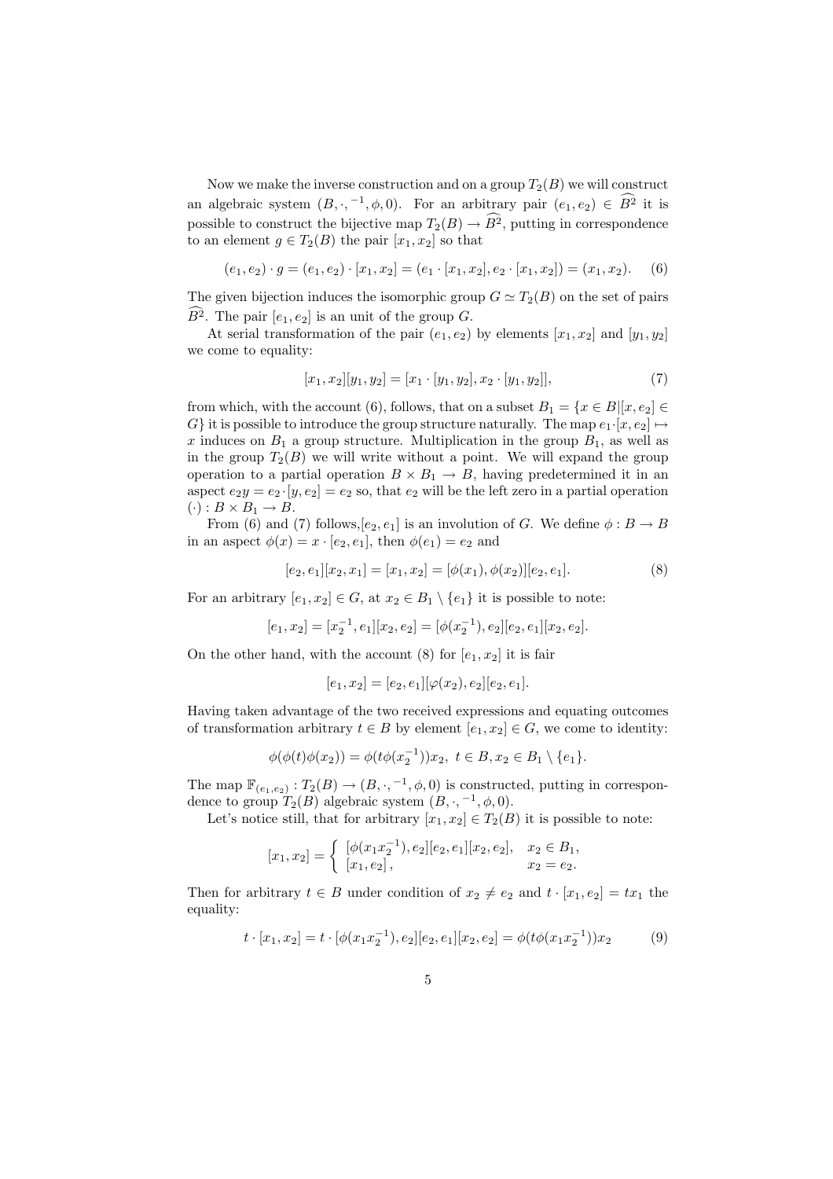Now we make the inverse construction and on a group $T_2(B)$ we will construct an algebraic system $(B, \cdot, ^{-1}, \phi, 0)$. For an arbitrary pair $(e_1, e_2) \in \widehat{B^2}$ it is possible to construct the bijective map $T_2(B) \to \widehat{B^2}$, putting in correspondence to an element $g \in T_2(B)$ the pair $[x_1, x_2]$ so that

$$(e_1, e_2) \cdot g = (e_1, e_2) \cdot [x_1, x_2] = (e_1 \cdot [x_1, x_2], e_2 \cdot [x_1, x_2]) = (x_1, x_2). \quad (6)$$

The given bijection induces the isomorphic group $G \simeq T_2(B)$ on the set of pairs $\widehat{B^2}$. The pair $[e_1, e_2]$ is an unit of the group $G$.

At serial transformation of the pair $(e_1, e_2)$ by elements $[x_1, x_2]$ and $[y_1, y_2]$ we come to equality:

$$[x_1, x_2][y_1, y_2] = [x_1 \cdot [y_1, y_2], x_2 \cdot [y_1, y_2]], \quad (7)$$

from which, with the account (6), follows, that on a subset $B_1 = \{x \in B | [x, e_2] \in G\}$ it is possible to introduce the group structure naturally. The map $e_1 \cdot [x, e_2] \mapsto x$ induces on $B_1$ a group structure. Multiplication in the group $B_1$, as well as in the group $T_2(B)$ we will write without a point. We will expand the group operation to a partial operation $B \times B_1 \to B$, having predetermined it in an aspect $e_2 y = e_2 \cdot [y, e_2] = e_2$ so, that $e_2$ will be the left zero in a partial operation $(\cdot) : B \times B_1 \to B$.

From (6) and (7) follows,$[e_2, e_1]$ is an involution of $G$. We define $\phi : B \to B$ in an aspect $\phi(x) = x \cdot [e_2, e_1]$, then $\phi(e_1) = e_2$ and

$$[e_2, e_1][x_2, x_1] = [x_1, x_2] = [\phi(x_1), \phi(x_2)][e_2, e_1]. \quad (8)$$

For an arbitrary $[e_1, x_2] \in G$, at $x_2 \in B_1 \setminus \{e_1\}$ it is possible to note:

$$[e_1, x_2] = [x_2^{-1}, e_1][x_2, e_2] = [\phi(x_2^{-1}), e_2][e_2, e_1][x_2, e_2].$$

On the other hand, with the account (8) for $[e_1, x_2]$ it is fair

$$[e_1, x_2] = [e_2, e_1][\varphi(x_2), e_2][e_2, e_1].$$

Having taken advantage of the two received expressions and equating outcomes of transformation arbitrary $t \in B$ by element $[e_1, x_2] \in G$, we come to identity:

$$\phi(\phi(t)\phi(x_2)) = \phi(t\phi(x_2^{-1}))x_2, \; t \in B, x_2 \in B_1 \setminus \{e_1\}.$$

The map $\mathbb{F}_{(e_1, e_2)} : T_2(B) \to (B, \cdot, ^{-1}, \phi, 0)$ is constructed, putting in correspondence to group $T_2(B)$ algebraic system $(B, \cdot, ^{-1}, \phi, 0)$.

Let's notice still, that for arbitrary $[x_1, x_2] \in T_2(B)$ it is possible to note:

$$[x_1, x_2] = \begin{cases} [\phi(x_1 x_2^{-1}), e_2][e_2, e_1][x_2, e_2], & x_2 \in B_1, \\ [x_1, e_2], & x_2 = e_2. \end{cases}$$

Then for arbitrary $t \in B$ under condition of $x_2 \neq e_2$ and $t \cdot [x_1, e_2] = t x_1$ the equality:

$$t \cdot [x_1, x_2] = t \cdot [\phi(x_1 x_2^{-1}), e_2][e_2, e_1][x_2, e_2] = \phi(t\phi(x_1 x_2^{-1}))x_2 \quad (9)$$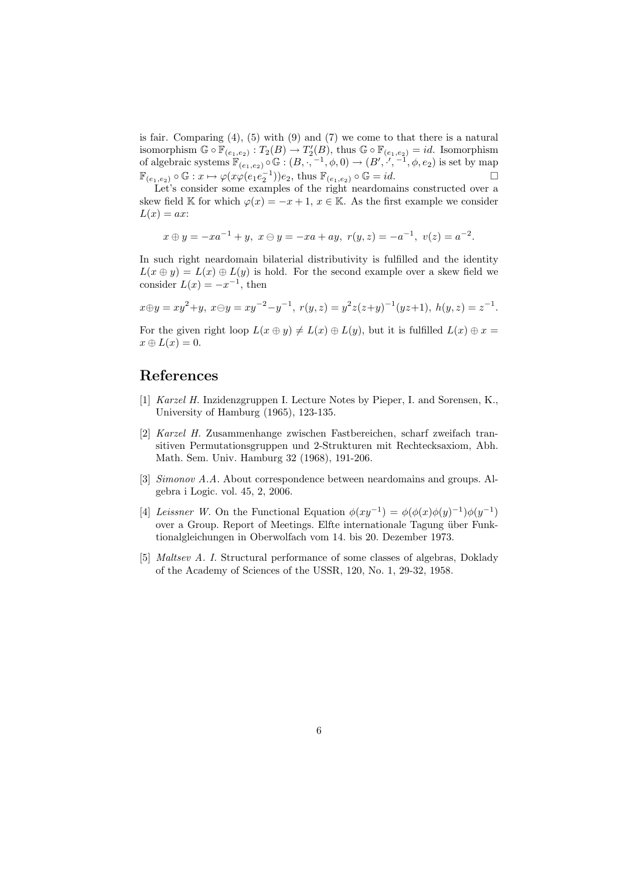is fair. Comparing (4), (5) with (9) and (7) we come to that there is a natural isomorphism $\mathbb{G} \circ \mathbb{F}_{(e_1,e_2)} : T_2(B) \to T_2'(B)$, thus $\mathbb{G} \circ \mathbb{F}_{(e_1,e_2)} = id$. Isomorphism of algebraic systems $\mathbb{F}_{(e_1,e_2)} \circ \mathbb{G} : (B, \cdot, ^{-1}, \phi, 0) \to (B', \cdot', ^{-1}, \phi, e_2)$ is set by map $\mathbb{F}_{(e_1,e_2)} \circ \mathbb{G} : x \mapsto \varphi(x\varphi(e_1 e_2^{-1}))e_2$, thus $\mathbb{F}_{(e_1,e_2)} \circ \mathbb{G} = id$. □

Let's consider some examples of the right neardomains constructed over a skew field $\mathbb{K}$ for which $\varphi(x) = -x + 1$, $x \in \mathbb{K}$. As the first example we consider $L(x) = ax$:

$$x \oplus y = -xa^{-1} + y, \; x \ominus y = -xa + ay, \; r(y, z) = -a^{-1}, \; v(z) = a^{-2}.$$

In such right neardomain bilaterial distributivity is fulfilled and the identity $L(x \oplus y) = L(x) \oplus L(y)$ is hold. For the second example over a skew field we consider $L(x) = -x^{-1}$, then

$$x \oplus y = xy^2 + y, \; x \ominus y = xy^{-2} - y^{-1}, \; r(y, z) = y^2 z(z+y)^{-1}(yz+1), \; h(y, z) = z^{-1}.$$

For the given right loop $L(x \oplus y) \neq L(x) \oplus L(y)$, but it is fulfilled $L(x) \oplus x = x \oplus L(x) = 0$.

## References

[1] *Karzel H.* Inzidenzgruppen I. Lecture Notes by Pieper, I. and Sorensen, K., University of Hamburg (1965), 123-135.

[2] *Karzel H.* Zusammenhange zwischen Fastbereichen, scharf zweifach transitiven Permutationsgruppen und 2-Strukturen mit Rechtecksaxiom, Abh. Math. Sem. Univ. Hamburg 32 (1968), 191-206.

[3] *Simonov A.A.* About correspondence between neardomains and groups. Algebra i Logic. vol. 45, 2, 2006.

[4] *Leissner W.* On the Functional Equation $\phi(xy^{-1}) = \phi(\phi(x)\phi(y)^{-1})\phi(y^{-1})$ over a Group. Report of Meetings. Elfte internationale Tagung über Funktionalgleichungen in Oberwolfach vom 14. bis 20. Dezember 1973.

[5] *Maltsev A. I.* Structural performance of some classes of algebras, Doklady of the Academy of Sciences of the USSR, 120, No. 1, 29-32, 1958.